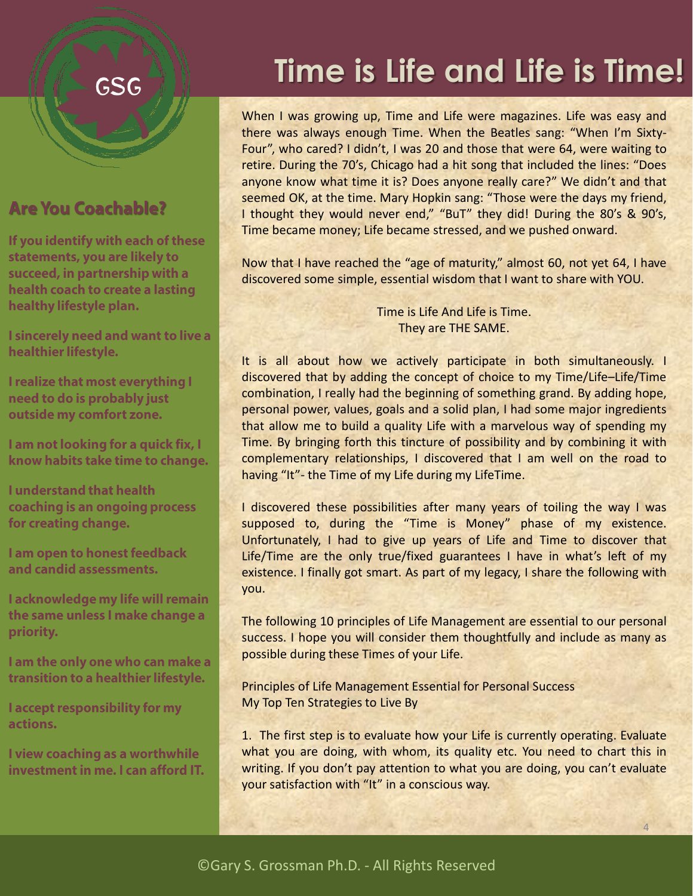GSG

# Time is Life and Life is Time!

## Are You Coachable?

**If you identify with each of these statements, you are likely to succeed, in partnership with a health coach to create a lasting healthy lifestyle plan.**

**I sincerely need and want to live a healthier lifestyle.**

**I realize that most everything I need to do is probably just outside my comfort zone.**

**I am not looking for a quick fix, I know habits take time to change.**

**I understand that health coaching is an ongoing process for creating change.**

**I am open to honest feedback and candid assessments.**

**I acknowledge my life will remain the same unless I make change a priority.**

**I am the only one who can make a transition to a healthier lifestyle.**

**I accept responsibility for my actions.**

**I view coaching as a worthwhile investment in me. I can afford IT.**

When I was growing up, Time and Life were magazines. Life was easy and there was always enough Time. When the Beatles sang: "When I'm Sixty-Four", who cared? I didn't, I was 20 and those that were 64, were waiting to retire. During the 70's, Chicago had a hit song that included the lines: "Does anyone know what time it is? Does anyone really care?" We didn't and that seemed OK, at the time. Mary Hopkin sang: "Those were the days my friend, I thought they would never end," "BuT" they did! During the 80's & 90's, Time became money; Life became stressed, and we pushed onward.

Now that I have reached the "age of maturity," almost 60, not yet 64, I have discovered some simple, essential wisdom that I want to share with YOU.

Time is Life And Life is Time.
They are THE SAME.

It is all about how we actively participate in both simultaneously. I discovered that by adding the concept of choice to my Time/Life–Life/Time combination, I really had the beginning of something grand. By adding hope, personal power, values, goals and a solid plan, I had some major ingredients that allow me to build a quality Life with a marvelous way of spending my Time. By bringing forth this tincture of possibility and by combining it with complementary relationships, I discovered that I am well on the road to having "It"- the Time of my Life during my LifeTime.

I discovered these possibilities after many years of toiling the way I was supposed to, during the "Time is Money" phase of my existence. Unfortunately, I had to give up years of Life and Time to discover that Life/Time are the only true/fixed guarantees I have in what's left of my existence. I finally got smart. As part of my legacy, I share the following with you.

The following 10 principles of Life Management are essential to our personal success. I hope you will consider them thoughtfully and include as many as possible during these Times of your Life.

Principles of Life Management Essential for Personal Success
My Top Ten Strategies to Live By

1. The first step is to evaluate how your Life is currently operating. Evaluate what you are doing, with whom, its quality etc. You need to chart this in writing. If you don't pay attention to what you are doing, you can't evaluate your satisfaction with "It" in a conscious way.

©Gary S. Grossman Ph.D. - All Rights Reserved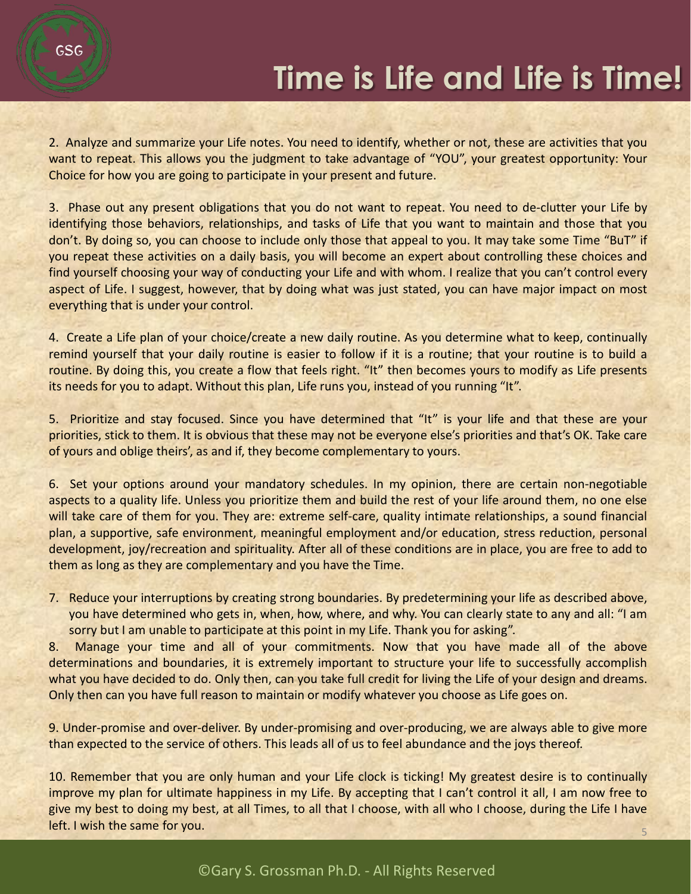2. Analyze and summarize your Life notes. You need to identify, whether or not, these are activities that you want to repeat. This allows you the judgment to take advantage of "YOU", your greatest opportunity: Your Choice for how you are going to participate in your present and future.

3. Phase out any present obligations that you do not want to repeat. You need to de-clutter your Life by identifying those behaviors, relationships, and tasks of Life that you want to maintain and those that you don't. By doing so, you can choose to include only those that appeal to you. It may take some Time "BuT" if you repeat these activities on a daily basis, you will become an expert about controlling these choices and find yourself choosing your way of conducting your Life and with whom. I realize that you can't control every aspect of Life. I suggest, however, that by doing what was just stated, you can have major impact on most everything that is under your control.

4. Create a Life plan of your choice/create a new daily routine. As you determine what to keep, continually remind yourself that your daily routine is easier to follow if it is a routine; that your routine is to build a routine. By doing this, you create a flow that feels right. "It" then becomes yours to modify as Life presents its needs for you to adapt. Without this plan, Life runs you, instead of you running "It".

5. Prioritize and stay focused. Since you have determined that "It" is your life and that these are your priorities, stick to them. It is obvious that these may not be everyone else's priorities and that's OK. Take care of yours and oblige theirs', as and if, they become complementary to yours.

6. Set your options around your mandatory schedules. In my opinion, there are certain non-negotiable aspects to a quality life. Unless you prioritize them and build the rest of your life around them, no one else will take care of them for you. They are: extreme self-care, quality intimate relationships, a sound financial plan, a supportive, safe environment, meaningful employment and/or education, stress reduction, personal development, joy/recreation and spirituality. After all of these conditions are in place, you are free to add to them as long as they are complementary and you have the Time.

7. Reduce your interruptions by creating strong boundaries. By predetermining your life as described above, you have determined who gets in, when, how, where, and why. You can clearly state to any and all: "I am sorry but I am unable to participate at this point in my Life. Thank you for asking".

8. Manage your time and all of your commitments. Now that you have made all of the above determinations and boundaries, it is extremely important to structure your life to successfully accomplish what you have decided to do. Only then, can you take full credit for living the Life of your design and dreams. Only then can you have full reason to maintain or modify whatever you choose as Life goes on.

9. Under-promise and over-deliver. By under-promising and over-producing, we are always able to give more than expected to the service of others. This leads all of us to feel abundance and the joys thereof.

10. Remember that you are only human and your Life clock is ticking! My greatest desire is to continually improve my plan for ultimate happiness in my Life. By accepting that I can't control it all, I am now free to give my best to doing my best, at all Times, to all that I choose, with all who I choose, during the Life I have left. I wish the same for you.